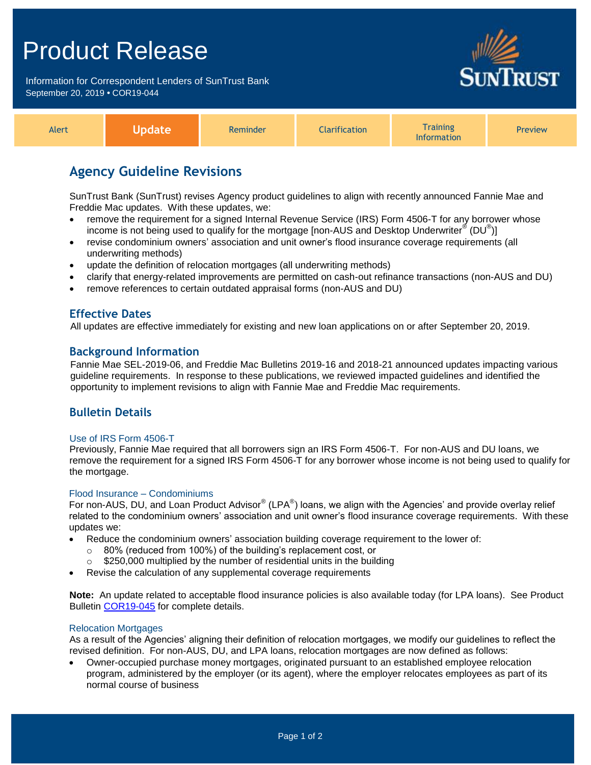# Product Release

Information for Correspondent Lenders of SunTrust Bank
September 20, 2019 • COR19-044

| Alert | **Update** | Reminder | Clarification | Training Information | Preview |
|---|---|---|---|---|---|

## Agency Guideline Revisions

SunTrust Bank (SunTrust) revises Agency product guidelines to align with recently announced Fannie Mae and Freddie Mac updates. With these updates, we:

- remove the requirement for a signed Internal Revenue Service (IRS) Form 4506-T for any borrower whose income is not being used to qualify for the mortgage [non-AUS and Desktop Underwriter® (DU®)]
- revise condominium owners' association and unit owner's flood insurance coverage requirements (all underwriting methods)
- update the definition of relocation mortgages (all underwriting methods)
- clarify that energy-related improvements are permitted on cash-out refinance transactions (non-AUS and DU)
- remove references to certain outdated appraisal forms (non-AUS and DU)

### Effective Dates

All updates are effective immediately for existing and new loan applications on or after September 20, 2019.

### Background Information

Fannie Mae SEL-2019-06, and Freddie Mac Bulletins 2019-16 and 2018-21 announced updates impacting various guideline requirements. In response to these publications, we reviewed impacted guidelines and identified the opportunity to implement revisions to align with Fannie Mae and Freddie Mac requirements.

### Bulletin Details

#### Use of IRS Form 4506-T

Previously, Fannie Mae required that all borrowers sign an IRS Form 4506-T. For non-AUS and DU loans, we remove the requirement for a signed IRS Form 4506-T for any borrower whose income is not being used to qualify for the mortgage.

#### Flood Insurance – Condominiums

For non-AUS, DU, and Loan Product Advisor® (LPA®) loans, we align with the Agencies' and provide overlay relief related to the condominium owners' association and unit owner's flood insurance coverage requirements. With these updates we:

- Reduce the condominium owners' association building coverage requirement to the lower of:
  - 80% (reduced from 100%) of the building's replacement cost, or
  - $250,000 multiplied by the number of residential units in the building
- Revise the calculation of any supplemental coverage requirements

**Note:** An update related to acceptable flood insurance policies is also available today (for LPA loans). See Product Bulletin COR19-045 for complete details.

#### Relocation Mortgages

As a result of the Agencies' aligning their definition of relocation mortgages, we modify our guidelines to reflect the revised definition. For non-AUS, DU, and LPA loans, relocation mortgages are now defined as follows:

- Owner-occupied purchase money mortgages, originated pursuant to an established employee relocation program, administered by the employer (or its agent), where the employer relocates employees as part of its normal course of business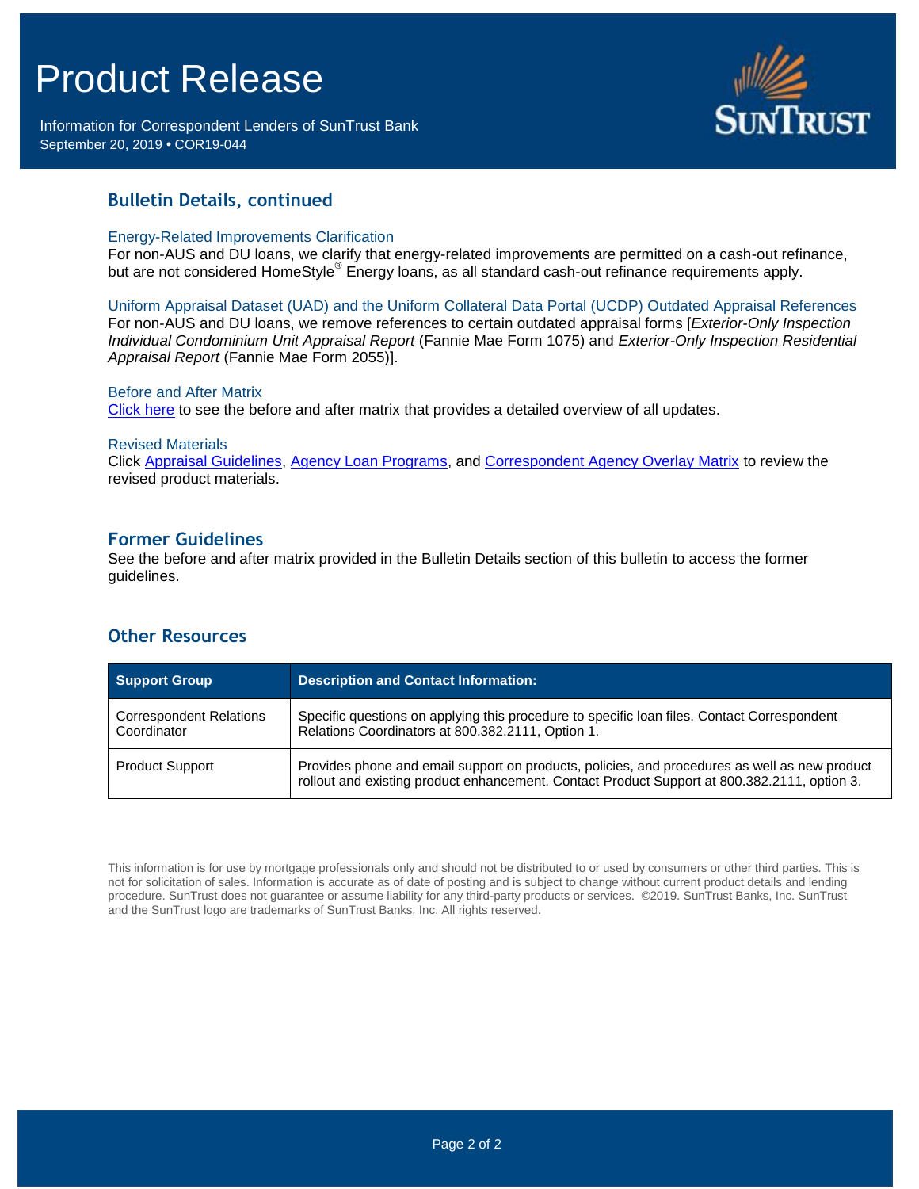# Product Release

Information for Correspondent Lenders of SunTrust Bank
September 20, 2019 • COR19-044

## Bulletin Details, continued

### Energy-Related Improvements Clarification

For non-AUS and DU loans, we clarify that energy-related improvements are permitted on a cash-out refinance, but are not considered HomeStyle® Energy loans, as all standard cash-out refinance requirements apply.

### Uniform Appraisal Dataset (UAD) and the Uniform Collateral Data Portal (UCDP) Outdated Appraisal References

For non-AUS and DU loans, we remove references to certain outdated appraisal forms [*Exterior-Only Inspection Individual Condominium Unit Appraisal Report* (Fannie Mae Form 1075) and *Exterior-Only Inspection Residential Appraisal Report* (Fannie Mae Form 2055)].

### Before and After Matrix

Click here to see the before and after matrix that provides a detailed overview of all updates.

### Revised Materials

Click Appraisal Guidelines, Agency Loan Programs, and Correspondent Agency Overlay Matrix to review the revised product materials.

## Former Guidelines

See the before and after matrix provided in the Bulletin Details section of this bulletin to access the former guidelines.

## Other Resources

| Support Group | Description and Contact Information: |
|---|---|
| Correspondent Relations Coordinator | Specific questions on applying this procedure to specific loan files. Contact Correspondent Relations Coordinators at 800.382.2111, Option 1. |
| Product Support | Provides phone and email support on products, policies, and procedures as well as new product rollout and existing product enhancement. Contact Product Support at 800.382.2111, option 3. |

This information is for use by mortgage professionals only and should not be distributed to or used by consumers or other third parties. This is not for solicitation of sales. Information is accurate as of date of posting and is subject to change without current product details and lending procedure. SunTrust does not guarantee or assume liability for any third-party products or services. ©2019. SunTrust Banks, Inc. SunTrust and the SunTrust logo are trademarks of SunTrust Banks, Inc. All rights reserved.